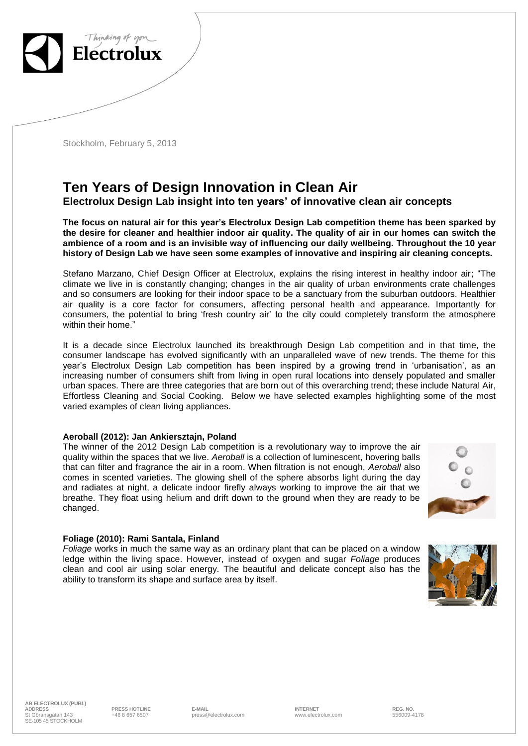Stockholm, February 5, 2013

# Ten Years of Design Innovation in Clean Air

## Electrolux Design Lab insight into ten years' of innovative clean air concepts

**The focus on natural air for this year's Electrolux Design Lab competition theme has been sparked by the desire for cleaner and healthier indoor air quality. The quality of air in our homes can switch the ambience of a room and is an invisible way of influencing our daily wellbeing. Throughout the 10 year history of Design Lab we have seen some examples of innovative and inspiring air cleaning concepts.**

Stefano Marzano, Chief Design Officer at Electrolux, explains the rising interest in healthy indoor air; "The climate we live in is constantly changing; changes in the air quality of urban environments crate challenges and so consumers are looking for their indoor space to be a sanctuary from the suburban outdoors. Healthier air quality is a core factor for consumers, affecting personal health and appearance. Importantly for consumers, the potential to bring 'fresh country air' to the city could completely transform the atmosphere within their home."

It is a decade since Electrolux launched its breakthrough Design Lab competition and in that time, the consumer landscape has evolved significantly with an unparalleled wave of new trends. The theme for this year's Electrolux Design Lab competition has been inspired by a growing trend in 'urbanisation', as an increasing number of consumers shift from living in open rural locations into densely populated and smaller urban spaces. There are three categories that are born out of this overarching trend; these include Natural Air, Effortless Cleaning and Social Cooking. Below we have selected examples highlighting some of the most varied examples of clean living appliances.

**Aeroball (2012): Jan Ankiersztajn, Poland**

The winner of the 2012 Design Lab competition is a revolutionary way to improve the air quality within the spaces that we live. *Aeroball* is a collection of luminescent, hovering balls that can filter and fragrance the air in a room. When filtration is not enough, *Aeroball* also comes in scented varieties. The glowing shell of the sphere absorbs light during the day and radiates at night, a delicate indoor firefly always working to improve the air that we breathe. They float using helium and drift down to the ground when they are ready to be changed.

**Foliage (2010): Rami Santala, Finland**

*Foliage* works in much the same way as an ordinary plant that can be placed on a window ledge within the living space. However, instead of oxygen and sugar *Foliage* produces clean and cool air using solar energy. The beautiful and delicate concept also has the ability to transform its shape and surface area by itself.

**AB ELECTROLUX (PUBL)**
**ADDRESS** St Göransgatan 143 SE-105 45 STOCKHOLM | **PRESS HOTLINE** +46 8 657 6507 | **E-MAIL** press@electrolux.com | **INTERNET** www.electrolux.com | **REG. NO.** 556009-4178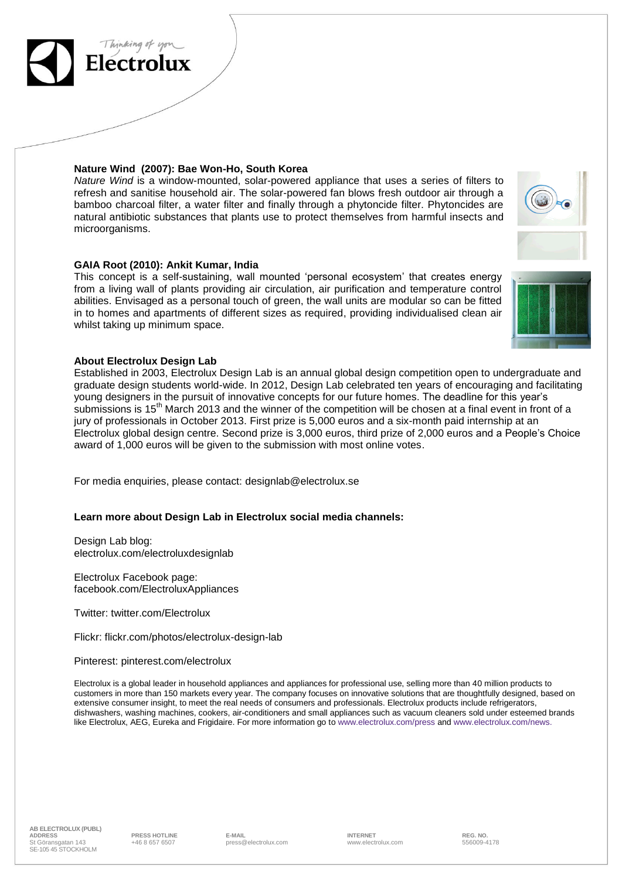**Nature Wind (2007): Bae Won-Ho, South Korea**

*Nature Wind* is a window-mounted, solar-powered appliance that uses a series of filters to refresh and sanitise household air. The solar-powered fan blows fresh outdoor air through a bamboo charcoal filter, a water filter and finally through a phytoncide filter. Phytoncides are natural antibiotic substances that plants use to protect themselves from harmful insects and microorganisms.

**GAIA Root (2010): Ankit Kumar, India**

This concept is a self-sustaining, wall mounted 'personal ecosystem' that creates energy from a living wall of plants providing air circulation, air purification and temperature control abilities. Envisaged as a personal touch of green, the wall units are modular so can be fitted in to homes and apartments of different sizes as required, providing individualised clean air whilst taking up minimum space.

**About Electrolux Design Lab**

Established in 2003, Electrolux Design Lab is an annual global design competition open to undergraduate and graduate design students world-wide. In 2012, Design Lab celebrated ten years of encouraging and facilitating young designers in the pursuit of innovative concepts for our future homes. The deadline for this year's submissions is 15th March 2013 and the winner of the competition will be chosen at a final event in front of a jury of professionals in October 2013. First prize is 5,000 euros and a six-month paid internship at an Electrolux global design centre. Second prize is 3,000 euros, third prize of 2,000 euros and a People's Choice award of 1,000 euros will be given to the submission with most online votes.

For media enquiries, please contact: designlab@electrolux.se

**Learn more about Design Lab in Electrolux social media channels:**

Design Lab blog:
electrolux.com/electroluxdesignlab

Electrolux Facebook page:
facebook.com/ElectroluxAppliances

Twitter: twitter.com/Electrolux

Flickr: flickr.com/photos/electrolux-design-lab

Pinterest: pinterest.com/electrolux

Electrolux is a global leader in household appliances and appliances for professional use, selling more than 40 million products to customers in more than 150 markets every year. The company focuses on innovative solutions that are thoughtfully designed, based on extensive consumer insight, to meet the real needs of consumers and professionals. Electrolux products include refrigerators, dishwashers, washing machines, cookers, air-conditioners and small appliances such as vacuum cleaners sold under esteemed brands like Electrolux, AEG, Eureka and Frigidaire. For more information go to www.electrolux.com/press and www.electrolux.com/news.

**AB ELECTROLUX (PUBL)**
**ADDRESS** St Göransgatan 143 SE-105 45 STOCKHOLM | **PRESS HOTLINE** +46 8 657 6507 | **E-MAIL** press@electrolux.com | **INTERNET** www.electrolux.com | **REG. NO.** 556009-4178